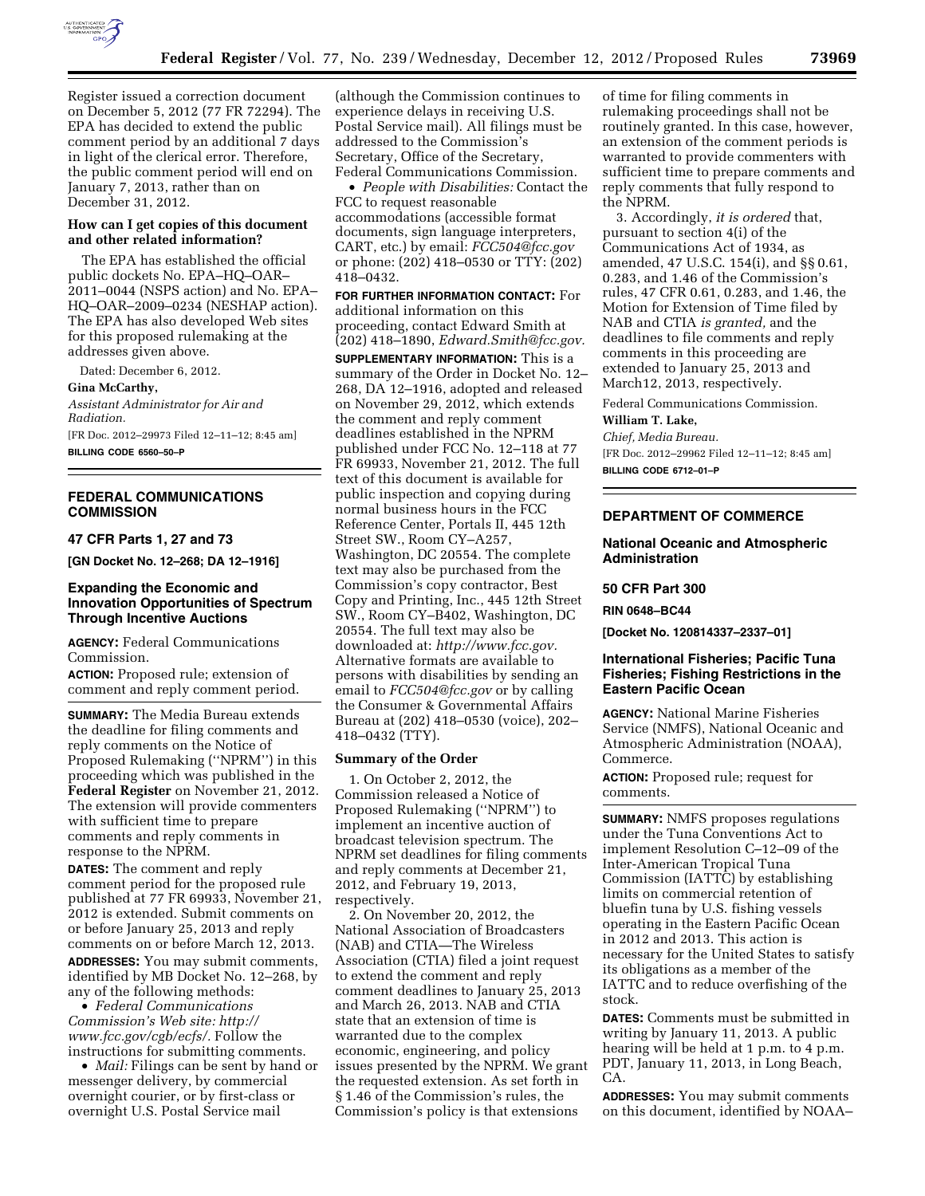Register issued a correction document on December 5, 2012 (77 FR 72294). The EPA has decided to extend the public comment period by an additional 7 days in light of the clerical error. Therefore, the public comment period will end on January 7, 2013, rather than on December 31, 2012.

### How can I get copies of this document and other related information?

The EPA has established the official public dockets No. EPA–HQ–OAR–2011–0044 (NSPS action) and No. EPA–HQ–OAR–2009–0234 (NESHAP action). The EPA has also developed Web sites for this proposed rulemaking at the addresses given above.

Dated: December 6, 2012.

**Gina McCarthy,**

*Assistant Administrator for Air and Radiation.*

[FR Doc. 2012–29973 Filed 12–11–12; 8:45 am]

**BILLING CODE 6560–50–P**

---

## FEDERAL COMMUNICATIONS COMMISSION

### 47 CFR Parts 1, 27 and 73

**[GN Docket No. 12–268; DA 12–1916]**

### Expanding the Economic and Innovation Opportunities of Spectrum Through Incentive Auctions

**AGENCY:** Federal Communications Commission.

**ACTION:** Proposed rule; extension of comment and reply comment period.

**SUMMARY:** The Media Bureau extends the deadline for filing comments and reply comments on the Notice of Proposed Rulemaking (''NPRM'') in this proceeding which was published in the **Federal Register** on November 21, 2012. The extension will provide commenters with sufficient time to prepare comments and reply comments in response to the NPRM.

**DATES:** The comment and reply comment period for the proposed rule published at 77 FR 69933, November 21, 2012 is extended. Submit comments on or before January 25, 2013 and reply comments on or before March 12, 2013.

**ADDRESSES:** You may submit comments, identified by MB Docket No. 12–268, by any of the following methods:

- *Federal Communications Commission's Web site: http://www.fcc.gov/cgb/ecfs/.* Follow the instructions for submitting comments.
- *Mail:* Filings can be sent by hand or messenger delivery, by commercial overnight courier, or by first-class or overnight U.S. Postal Service mail (although the Commission continues to experience delays in receiving U.S. Postal Service mail). All filings must be addressed to the Commission's Secretary, Office of the Secretary, Federal Communications Commission.
- *People with Disabilities:* Contact the FCC to request reasonable accommodations (accessible format documents, sign language interpreters, CART, etc.) by email: *FCC504@fcc.gov* or phone: (202) 418–0530 or TTY: (202) 418–0432.

**FOR FURTHER INFORMATION CONTACT:** For additional information on this proceeding, contact Edward Smith at (202) 418–1890, *Edward.Smith@fcc.gov.*

**SUPPLEMENTARY INFORMATION:** This is a summary of the Order in Docket No. 12–268, DA 12–1916, adopted and released on November 29, 2012, which extends the comment and reply comment deadlines established in the NPRM published under FCC No. 12–118 at 77 FR 69933, November 21, 2012. The full text of this document is available for public inspection and copying during normal business hours in the FCC Reference Center, Portals II, 445 12th Street SW., Room CY–A257, Washington, DC 20554. The complete text may also be purchased from the Commission's copy contractor, Best Copy and Printing, Inc., 445 12th Street SW., Room CY–B402, Washington, DC 20554. The full text may also be downloaded at: *http://www.fcc.gov.* Alternative formats are available to persons with disabilities by sending an email to *FCC504@fcc.gov* or by calling the Consumer & Governmental Affairs Bureau at (202) 418–0530 (voice), 202–418–0432 (TTY).

### Summary of the Order

1. On October 2, 2012, the Commission released a Notice of Proposed Rulemaking (''NPRM'') to implement an incentive auction of broadcast television spectrum. The NPRM set deadlines for filing comments and reply comments at December 21, 2012, and February 19, 2013, respectively.

2. On November 20, 2012, the National Association of Broadcasters (NAB) and CTIA—The Wireless Association (CTIA) filed a joint request to extend the comment and reply comment deadlines to January 25, 2013 and March 26, 2013. NAB and CTIA state that an extension of time is warranted due to the complex economic, engineering, and policy issues presented by the NPRM. We grant the requested extension. As set forth in § 1.46 of the Commission's rules, the Commission's policy is that extensions of time for filing comments in rulemaking proceedings shall not be routinely granted. In this case, however, an extension of the comment periods is warranted to provide commenters with sufficient time to prepare comments and reply comments that fully respond to the NPRM.

3. Accordingly, *it is ordered* that, pursuant to section 4(i) of the Communications Act of 1934, as amended, 47 U.S.C. 154(i), and §§ 0.61, 0.283, and 1.46 of the Commission's rules, 47 CFR 0.61, 0.283, and 1.46, the Motion for Extension of Time filed by NAB and CTIA *is granted,* and the deadlines to file comments and reply comments in this proceeding are extended to January 25, 2013 and March12, 2013, respectively.

Federal Communications Commission.

**William T. Lake,**

*Chief, Media Bureau.*

[FR Doc. 2012–29962 Filed 12–11–12; 8:45 am]

**BILLING CODE 6712–01–P**

---

## DEPARTMENT OF COMMERCE

### National Oceanic and Atmospheric Administration

### 50 CFR Part 300

**RIN 0648–BC44**

**[Docket No. 120814337–2337–01]**

### International Fisheries; Pacific Tuna Fisheries; Fishing Restrictions in the Eastern Pacific Ocean

**AGENCY:** National Marine Fisheries Service (NMFS), National Oceanic and Atmospheric Administration (NOAA), Commerce.

**ACTION:** Proposed rule; request for comments.

**SUMMARY:** NMFS proposes regulations under the Tuna Conventions Act to implement Resolution C–12–09 of the Inter-American Tropical Tuna Commission (IATTC) by establishing limits on commercial retention of bluefin tuna by U.S. fishing vessels operating in the Eastern Pacific Ocean in 2012 and 2013. This action is necessary for the United States to satisfy its obligations as a member of the IATTC and to reduce overfishing of the stock.

**DATES:** Comments must be submitted in writing by January 11, 2013. A public hearing will be held at 1 p.m. to 4 p.m. PDT, January 11, 2013, in Long Beach, CA.

**ADDRESSES:** You may submit comments on this document, identified by NOAA–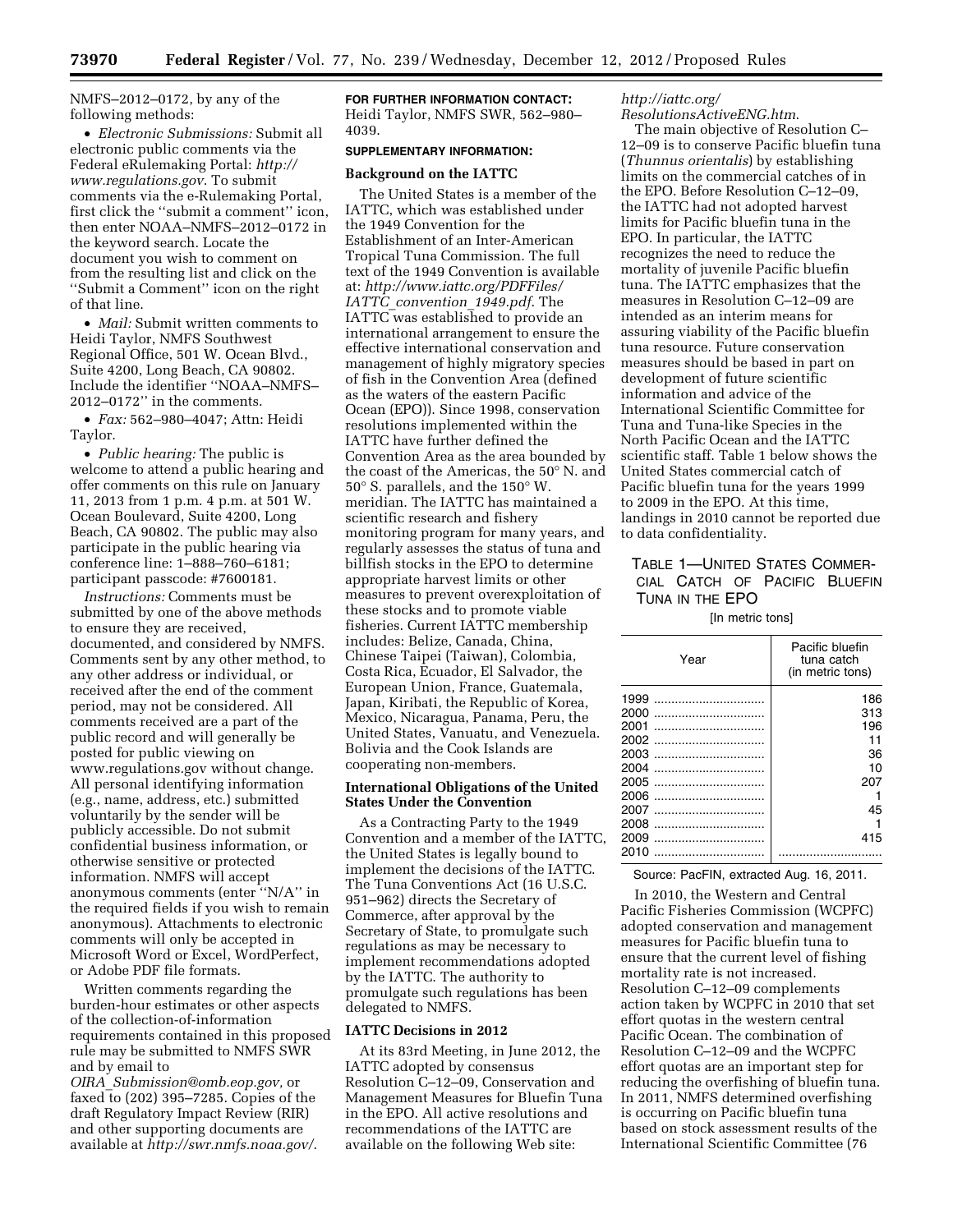NMFS–2012–0172, by any of the following methods:

- *Electronic Submissions:* Submit all electronic public comments via the Federal eRulemaking Portal: *http://www.regulations.gov*. To submit comments via the e-Rulemaking Portal, first click the ''submit a comment'' icon, then enter NOAA–NMFS–2012–0172 in the keyword search. Locate the document you wish to comment on from the resulting list and click on the ''Submit a Comment'' icon on the right of that line.
- *Mail:* Submit written comments to Heidi Taylor, NMFS Southwest Regional Office, 501 W. Ocean Blvd., Suite 4200, Long Beach, CA 90802. Include the identifier ''NOAA–NMFS–2012–0172'' in the comments.
- *Fax:* 562–980–4047; Attn: Heidi Taylor.
- *Public hearing:* The public is welcome to attend a public hearing and offer comments on this rule on January 11, 2013 from 1 p.m. 4 p.m. at 501 W. Ocean Boulevard, Suite 4200, Long Beach, CA 90802. The public may also participate in the public hearing via conference line: 1–888–760–6181; participant passcode: #7600181.

*Instructions:* Comments must be submitted by one of the above methods to ensure they are received, documented, and considered by NMFS. Comments sent by any other method, to any other address or individual, or received after the end of the comment period, may not be considered. All comments received are a part of the public record and will generally be posted for public viewing on www.regulations.gov without change. All personal identifying information (e.g., name, address, etc.) submitted voluntarily by the sender will be publicly accessible. Do not submit confidential business information, or otherwise sensitive or protected information. NMFS will accept anonymous comments (enter ''N/A'' in the required fields if you wish to remain anonymous). Attachments to electronic comments will only be accepted in Microsoft Word or Excel, WordPerfect, or Adobe PDF file formats.

Written comments regarding the burden-hour estimates or other aspects of the collection-of-information requirements contained in this proposed rule may be submitted to NMFS SWR and by email to *OIRA_Submission@omb.eop.gov,* or faxed to (202) 395–7285. Copies of the draft Regulatory Impact Review (RIR) and other supporting documents are available at *http://swr.nmfs.noaa.gov/*.

**FOR FURTHER INFORMATION CONTACT:** Heidi Taylor, NMFS SWR, 562–980–4039.

**SUPPLEMENTARY INFORMATION:**

### Background on the IATTC

The United States is a member of the IATTC, which was established under the 1949 Convention for the Establishment of an Inter-American Tropical Tuna Commission. The full text of the 1949 Convention is available at: *http://www.iattc.org/PDFFiles/IATTC_convention_1949.pdf*. The IATTC was established to provide an international arrangement to ensure the effective international conservation and management of highly migratory species of fish in the Convention Area (defined as the waters of the eastern Pacific Ocean (EPO)). Since 1998, conservation resolutions implemented within the IATTC have further defined the Convention Area as the area bounded by the coast of the Americas, the 50° N. and 50° S. parallels, and the 150° W. meridian. The IATTC has maintained a scientific research and fishery monitoring program for many years, and regularly assesses the status of tuna and billfish stocks in the EPO to determine appropriate harvest limits or other measures to prevent overexploitation of these stocks and to promote viable fisheries. Current IATTC membership includes: Belize, Canada, China, Chinese Taipei (Taiwan), Colombia, Costa Rica, Ecuador, El Salvador, the European Union, France, Guatemala, Japan, Kiribati, the Republic of Korea, Mexico, Nicaragua, Panama, Peru, the United States, Vanuatu, and Venezuela. Bolivia and the Cook Islands are cooperating non-members.

### International Obligations of the United States Under the Convention

As a Contracting Party to the 1949 Convention and a member of the IATTC, the United States is legally bound to implement the decisions of the IATTC. The Tuna Conventions Act (16 U.S.C. 951–962) directs the Secretary of Commerce, after approval by the Secretary of State, to promulgate such regulations as may be necessary to implement recommendations adopted by the IATTC. The authority to promulgate such regulations has been delegated to NMFS.

### IATTC Decisions in 2012

At its 83rd Meeting, in June 2012, the IATTC adopted by consensus Resolution C–12–09, Conservation and Management Measures for Bluefin Tuna in the EPO. All active resolutions and recommendations of the IATTC are available on the following Web site: *http://iattc.org/ResolutionsActiveENG.htm*.

The main objective of Resolution C–12–09 is to conserve Pacific bluefin tuna (*Thunnus orientalis*) by establishing limits on the commercial catches of in the EPO. Before Resolution C–12–09, the IATTC had not adopted harvest limits for Pacific bluefin tuna in the EPO. In particular, the IATTC recognizes the need to reduce the mortality of juvenile Pacific bluefin tuna. The IATTC emphasizes that the measures in Resolution C–12–09 are intended as an interim means for assuring viability of the Pacific bluefin tuna resource. Future conservation measures should be based in part on development of future scientific information and advice of the International Scientific Committee for Tuna and Tuna-like Species in the North Pacific Ocean and the IATTC scientific staff. Table 1 below shows the United States commercial catch of Pacific bluefin tuna for the years 1999 to 2009 in the EPO. At this time, landings in 2010 cannot be reported due to data confidentiality.

TABLE 1—UNITED STATES COMMERCIAL CATCH OF PACIFIC BLUEFIN TUNA IN THE EPO

[In metric tons]

| Year | Pacific bluefin tuna catch (in metric tons) |
|---|---|
| 1999 | 186 |
| 2000 | 313 |
| 2001 | 196 |
| 2002 | 11 |
| 2003 | 36 |
| 2004 | 10 |
| 2005 | 207 |
| 2006 | 1 |
| 2007 | 45 |
| 2008 | 1 |
| 2009 | 415 |
| 2010 | |

Source: PacFIN, extracted Aug. 16, 2011.

In 2010, the Western and Central Pacific Fisheries Commission (WCPFC) adopted conservation and management measures for Pacific bluefin tuna to ensure that the current level of fishing mortality rate is not increased. Resolution C–12–09 complements action taken by WCPFC in 2010 that set effort quotas in the western central Pacific Ocean. The combination of Resolution C–12–09 and the WCPFC effort quotas are an important step for reducing the overfishing of bluefin tuna. In 2011, NMFS determined overfishing is occurring on Pacific bluefin tuna based on stock assessment results of the International Scientific Committee (76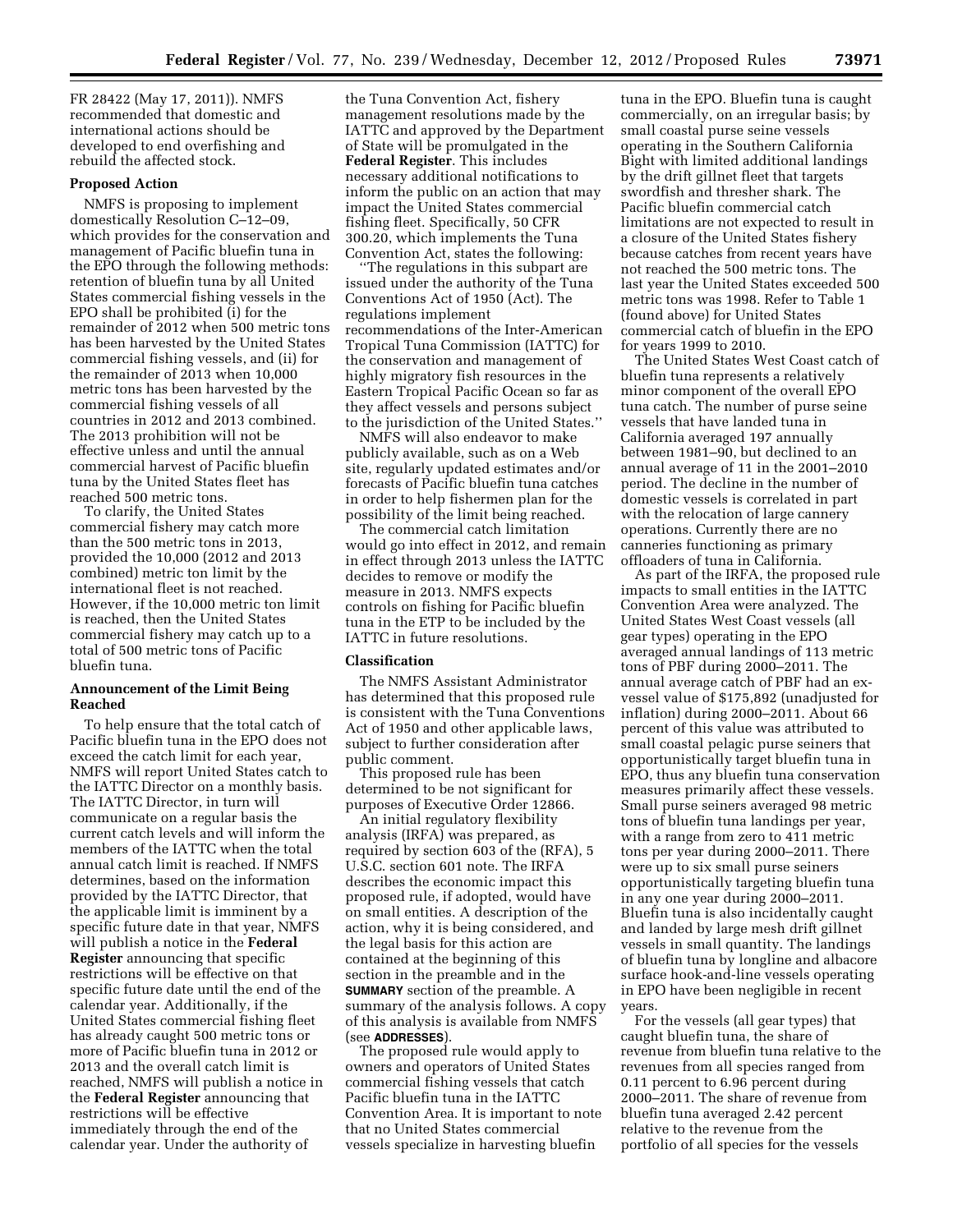FR 28422 (May 17, 2011)). NMFS recommended that domestic and international actions should be developed to end overfishing and rebuild the affected stock.

**Proposed Action**

NMFS is proposing to implement domestically Resolution C–12–09, which provides for the conservation and management of Pacific bluefin tuna in the EPO through the following methods: retention of bluefin tuna by all United States commercial fishing vessels in the EPO shall be prohibited (i) for the remainder of 2012 when 500 metric tons has been harvested by the United States commercial fishing vessels, and (ii) for the remainder of 2013 when 10,000 metric tons has been harvested by the commercial fishing vessels of all countries in 2012 and 2013 combined. The 2013 prohibition will not be effective unless and until the annual commercial harvest of Pacific bluefin tuna by the United States fleet has reached 500 metric tons.

To clarify, the United States commercial fishery may catch more than the 500 metric tons in 2013, provided the 10,000 (2012 and 2013 combined) metric ton limit by the international fleet is not reached. However, if the 10,000 metric ton limit is reached, then the United States commercial fishery may catch up to a total of 500 metric tons of Pacific bluefin tuna.

**Announcement of the Limit Being Reached**

To help ensure that the total catch of Pacific bluefin tuna in the EPO does not exceed the catch limit for each year, NMFS will report United States catch to the IATTC Director on a monthly basis. The IATTC Director, in turn will communicate on a regular basis the current catch levels and will inform the members of the IATTC when the total annual catch limit is reached. If NMFS determines, based on the information provided by the IATTC Director, that the applicable limit is imminent by a specific future date in that year, NMFS will publish a notice in the **Federal Register** announcing that specific restrictions will be effective on that specific future date until the end of the calendar year. Additionally, if the United States commercial fishing fleet has already caught 500 metric tons or more of Pacific bluefin tuna in 2012 or 2013 and the overall catch limit is reached, NMFS will publish a notice in the **Federal Register** announcing that restrictions will be effective immediately through the end of the calendar year. Under the authority of the Tuna Convention Act, fishery management resolutions made by the IATTC and approved by the Department of State will be promulgated in the **Federal Register**. This includes necessary additional notifications to inform the public on an action that may impact the United States commercial fishing fleet. Specifically, 50 CFR 300.20, which implements the Tuna Convention Act, states the following:

''The regulations in this subpart are issued under the authority of the Tuna Conventions Act of 1950 (Act). The regulations implement recommendations of the Inter-American Tropical Tuna Commission (IATTC) for the conservation and management of highly migratory fish resources in the Eastern Tropical Pacific Ocean so far as they affect vessels and persons subject to the jurisdiction of the United States.''

NMFS will also endeavor to make publicly available, such as on a Web site, regularly updated estimates and/or forecasts of Pacific bluefin tuna catches in order to help fishermen plan for the possibility of the limit being reached.

The commercial catch limitation would go into effect in 2012, and remain in effect through 2013 unless the IATTC decides to remove or modify the measure in 2013. NMFS expects controls on fishing for Pacific bluefin tuna in the ETP to be included by the IATTC in future resolutions.

**Classification**

The NMFS Assistant Administrator has determined that this proposed rule is consistent with the Tuna Conventions Act of 1950 and other applicable laws, subject to further consideration after public comment.

This proposed rule has been determined to be not significant for purposes of Executive Order 12866.

An initial regulatory flexibility analysis (IRFA) was prepared, as required by section 603 of the (RFA), 5 U.S.C. section 601 note. The IRFA describes the economic impact this proposed rule, if adopted, would have on small entities. A description of the action, why it is being considered, and the legal basis for this action are contained at the beginning of this section in the preamble and in the **SUMMARY** section of the preamble. A summary of the analysis follows. A copy of this analysis is available from NMFS (see **ADDRESSES**).

The proposed rule would apply to owners and operators of United States commercial fishing vessels that catch Pacific bluefin tuna in the IATTC Convention Area. It is important to note that no United States commercial vessels specialize in harvesting bluefin tuna in the EPO. Bluefin tuna is caught commercially, on an irregular basis; by small coastal purse seine vessels operating in the Southern California Bight with limited additional landings by the drift gillnet fleet that targets swordfish and thresher shark. The Pacific bluefin commercial catch limitations are not expected to result in a closure of the United States fishery because catches from recent years have not reached the 500 metric tons. The last year the United States exceeded 500 metric tons was 1998. Refer to Table 1 (found above) for United States commercial catch of bluefin in the EPO for years 1999 to 2010.

The United States West Coast catch of bluefin tuna represents a relatively minor component of the overall EPO tuna catch. The number of purse seine vessels that have landed tuna in California averaged 197 annually between 1981–90, but declined to an annual average of 11 in the 2001–2010 period. The decline in the number of domestic vessels is correlated in part with the relocation of large cannery operations. Currently there are no canneries functioning as primary offloaders of tuna in California.

As part of the IRFA, the proposed rule impacts to small entities in the IATTC Convention Area were analyzed. The United States West Coast vessels (all gear types) operating in the EPO averaged annual landings of 113 metric tons of PBF during 2000–2011. The annual average catch of PBF had an ex-vessel value of $175,892 (unadjusted for inflation) during 2000–2011. About 66 percent of this value was attributed to small coastal pelagic purse seiners that opportunistically target bluefin tuna in EPO, thus any bluefin tuna conservation measures primarily affect these vessels. Small purse seiners averaged 98 metric tons of bluefin tuna landings per year, with a range from zero to 411 metric tons per year during 2000–2011. There were up to six small purse seiners opportunistically targeting bluefin tuna in any one year during 2000–2011. Bluefin tuna is also incidentally caught and landed by large mesh drift gillnet vessels in small quantity. The landings of bluefin tuna by longline and albacore surface hook-and-line vessels operating in EPO have been negligible in recent years.

For the vessels (all gear types) that caught bluefin tuna, the share of revenue from bluefin tuna relative to the revenues from all species ranged from 0.11 percent to 6.96 percent during 2000–2011. The share of revenue from bluefin tuna averaged 2.42 percent relative to the revenue from the portfolio of all species for the vessels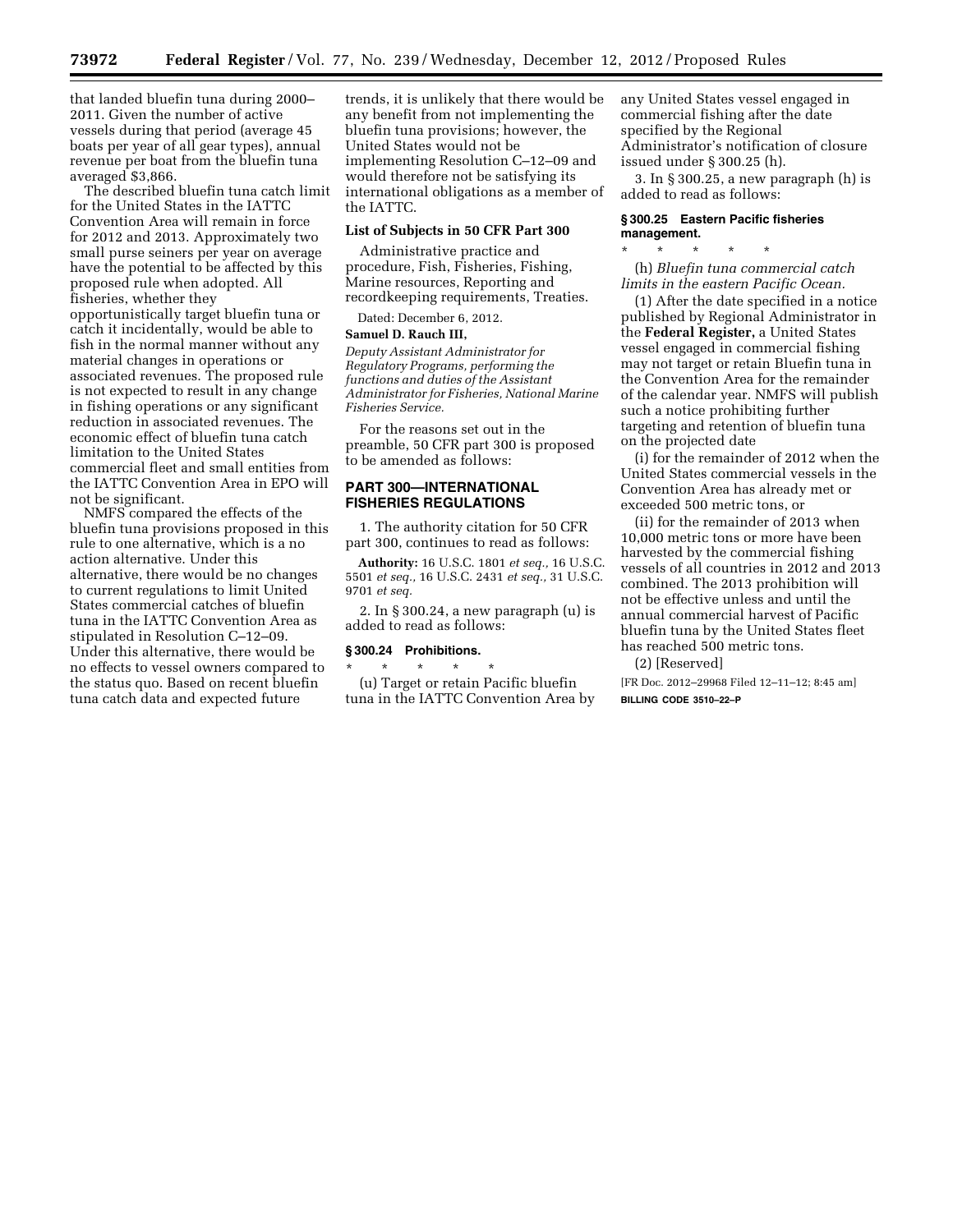that landed bluefin tuna during 2000–2011. Given the number of active vessels during that period (average 45 boats per year of all gear types), annual revenue per boat from the bluefin tuna averaged $3,866.

The described bluefin tuna catch limit for the United States in the IATTC Convention Area will remain in force for 2012 and 2013. Approximately two small purse seiners per year on average have the potential to be affected by this proposed rule when adopted. All fisheries, whether they opportunistically target bluefin tuna or catch it incidentally, would be able to fish in the normal manner without any material changes in operations or associated revenues. The proposed rule is not expected to result in any change in fishing operations or any significant reduction in associated revenues. The economic effect of bluefin tuna catch limitation to the United States commercial fleet and small entities from the IATTC Convention Area in EPO will not be significant.

NMFS compared the effects of the bluefin tuna provisions proposed in this rule to one alternative, which is a no action alternative. Under this alternative, there would be no changes to current regulations to limit United States commercial catches of bluefin tuna in the IATTC Convention Area as stipulated in Resolution C–12–09. Under this alternative, there would be no effects to vessel owners compared to the status quo. Based on recent bluefin tuna catch data and expected future trends, it is unlikely that there would be any benefit from not implementing the bluefin tuna provisions; however, the United States would not be implementing Resolution C–12–09 and would therefore not be satisfying its international obligations as a member of the IATTC.

**List of Subjects in 50 CFR Part 300**

Administrative practice and procedure, Fish, Fisheries, Fishing, Marine resources, Reporting and recordkeeping requirements, Treaties.

Dated: December 6, 2012.

**Samuel D. Rauch III,**

*Deputy Assistant Administrator for Regulatory Programs, performing the functions and duties of the Assistant Administrator for Fisheries, National Marine Fisheries Service.*

For the reasons set out in the preamble, 50 CFR part 300 is proposed to be amended as follows:

## PART 300—INTERNATIONAL FISHERIES REGULATIONS

1. The authority citation for 50 CFR part 300, continues to read as follows:

**Authority:** 16 U.S.C. 1801 *et seq.,* 16 U.S.C. 5501 *et seq.,* 16 U.S.C. 2431 *et seq.,* 31 U.S.C. 9701 *et seq.*

2. In § 300.24, a new paragraph (u) is added to read as follows:

**§ 300.24 Prohibitions.**

\* \* \* \* \*

(u) Target or retain Pacific bluefin tuna in the IATTC Convention Area by any United States vessel engaged in commercial fishing after the date specified by the Regional Administrator's notification of closure issued under § 300.25 (h).

3. In § 300.25, a new paragraph (h) is added to read as follows:

**§ 300.25 Eastern Pacific fisheries management.**

\* \* \* \* \*

(h) *Bluefin tuna commercial catch limits in the eastern Pacific Ocean.*

(1) After the date specified in a notice published by Regional Administrator in the **Federal Register,** a United States vessel engaged in commercial fishing may not target or retain Bluefin tuna in the Convention Area for the remainder of the calendar year. NMFS will publish such a notice prohibiting further targeting and retention of bluefin tuna on the projected date

(i) for the remainder of 2012 when the United States commercial vessels in the Convention Area has already met or exceeded 500 metric tons, or

(ii) for the remainder of 2013 when 10,000 metric tons or more have been harvested by the commercial fishing vessels of all countries in 2012 and 2013 combined. The 2013 prohibition will not be effective unless and until the annual commercial harvest of Pacific bluefin tuna by the United States fleet has reached 500 metric tons.

(2) [Reserved]

[FR Doc. 2012–29968 Filed 12–11–12; 8:45 am]

**BILLING CODE 3510–22–P**